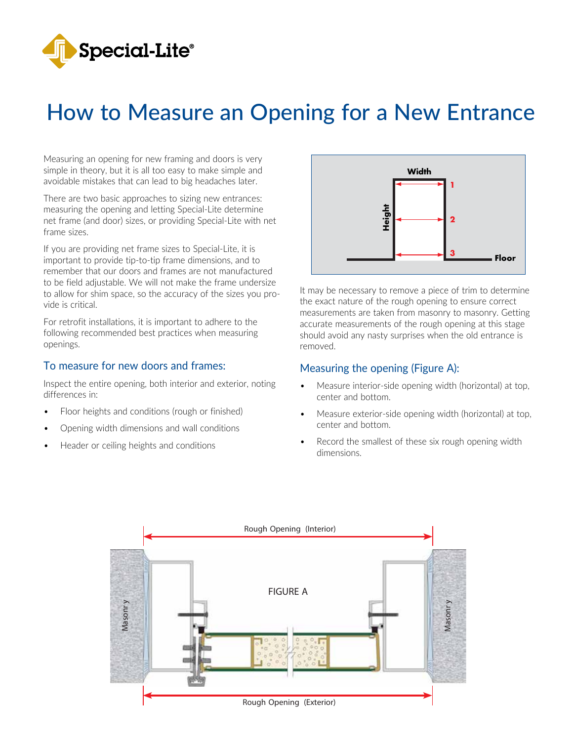# How to Measure an Opening for a New Entrance

Measuring an opening for new framing and doors is very simple in theory, but it is all too easy to make simple and avoidable mistakes that can lead to big headaches later.

There are two basic approaches to sizing new entrances: measuring the opening and letting Special-Lite determine net frame (and door) sizes, or providing Special-Lite with net frame sizes.

If you are providing net frame sizes to Special-Lite, it is important to provide tip-to-tip frame dimensions, and to remember that our doors and frames are not manufactured to be field adjustable. We will not make the frame undersize to allow for shim space, so the accuracy of the sizes you provide is critical.

For retrofit installations, it is important to adhere to the following recommended best practices when measuring openings.

## To measure for new doors and frames:

Inspect the entire opening, both interior and exterior, noting differences in:

- Floor heights and conditions (rough or finished)
- Opening width dimensions and wall conditions
- Header or ceiling heights and conditions

It may be necessary to remove a piece of trim to determine the exact nature of the rough opening to ensure correct measurements are taken from masonry to masonry. Getting accurate measurements of the rough opening at this stage should avoid any nasty surprises when the old entrance is removed.

## Measuring the opening (Figure A):

- Measure interior-side opening width (horizontal) at top, center and bottom.
- Measure exterior-side opening width (horizontal) at top, center and bottom.
- Record the smallest of these six rough opening width dimensions.

FIGURE A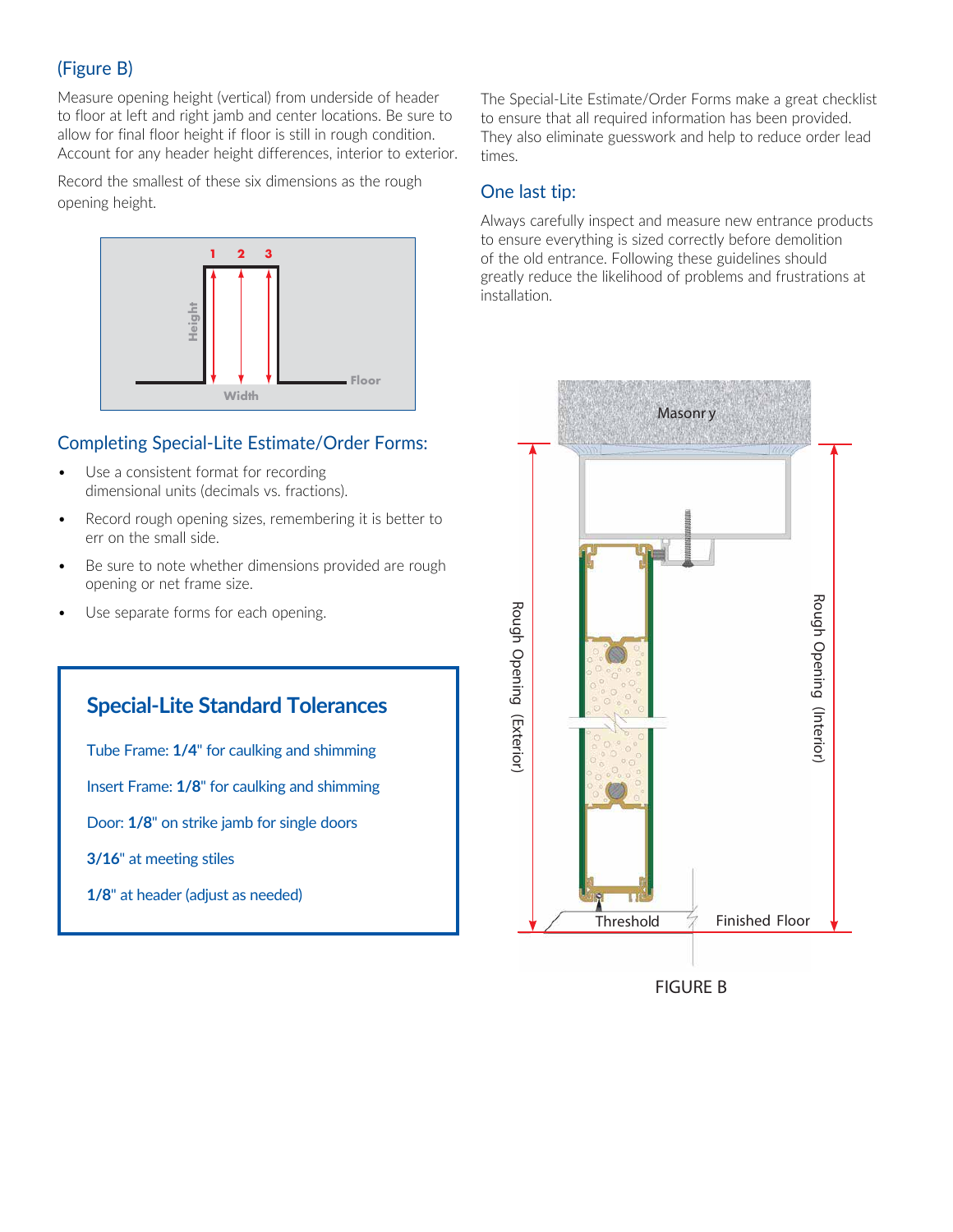(Figure B)

Measure opening height (vertical) from underside of header to floor at left and right jamb and center locations. Be sure to allow for final floor height if floor is still in rough condition. Account for any header height differences, interior to exterior.

Record the smallest of these six dimensions as the rough opening height.

1 2 3

Height

Floor

Width

## Completing Special-Lite Estimate/Order Forms:

- Use a consistent format for recording dimensional units (decimals vs. fractions).
- Record rough opening sizes, remembering it is better to err on the small side.
- Be sure to note whether dimensions provided are rough opening or net frame size.
- Use separate forms for each opening.

## Special-Lite Standard Tolerances

Tube Frame: **1/4**" for caulking and shimming

Insert Frame: **1/8**" for caulking and shimming

Door: **1/8**" on strike jamb for single doors

**3/16**" at meeting stiles

**1/8**" at header (adjust as needed)

The Special-Lite Estimate/Order Forms make a great checklist to ensure that all required information has been provided. They also eliminate guesswork and help to reduce order lead times.

## One last tip:

Always carefully inspect and measure new entrance products to ensure everything is sized correctly before demolition of the old entrance. Following these guidelines should greatly reduce the likelihood of problems and frustrations at installation.

Masonry

Rough Opening (Exterior)

Rough Opening (Interior)

Threshold

Finished Floor

FIGURE B